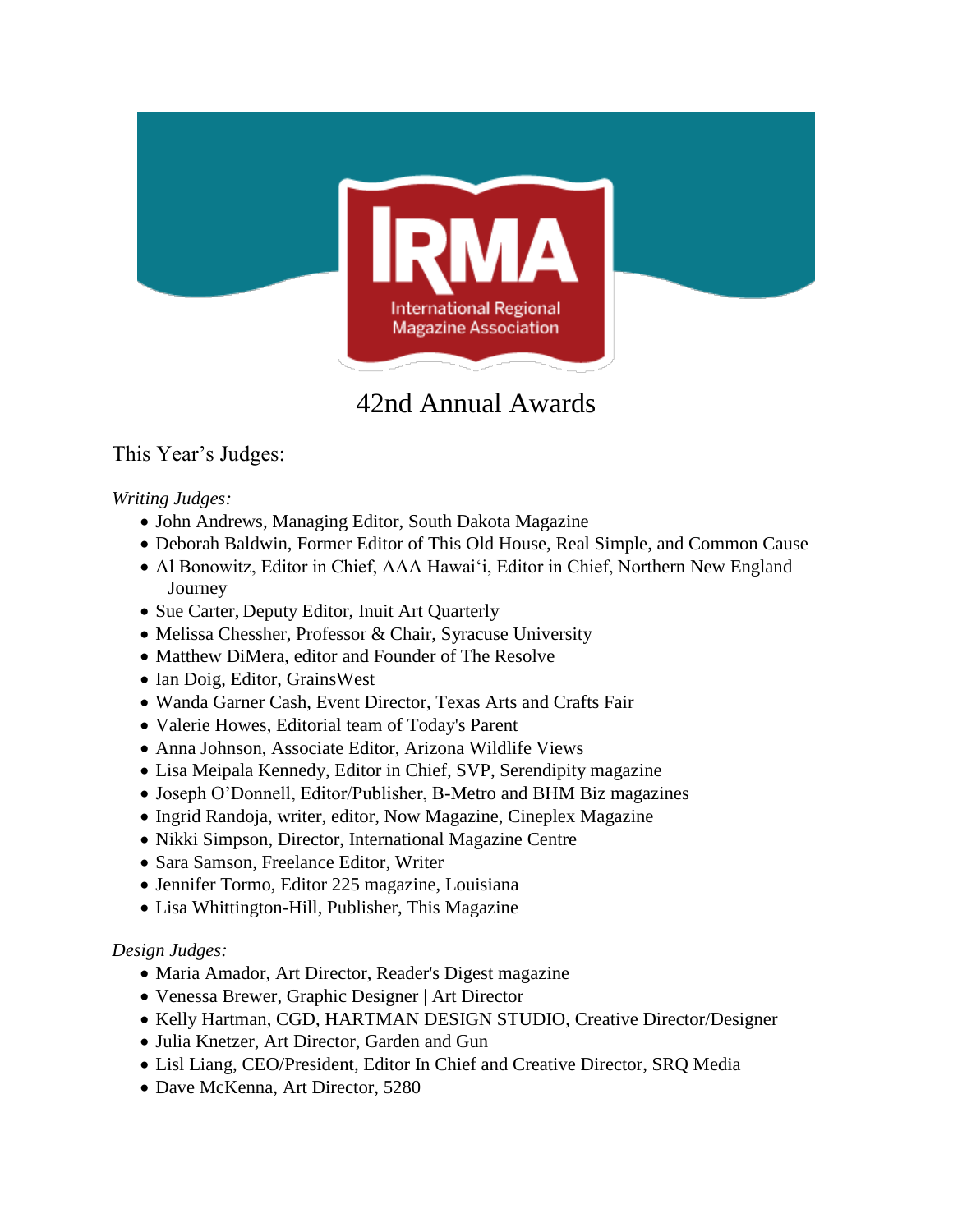IRMA

International Regional Magazine Association

# 42nd Annual Awards

## This Year's Judges:

*Writing Judges:*

- John Andrews, Managing Editor, South Dakota Magazine
- Deborah Baldwin, Former Editor of This Old House, Real Simple, and Common Cause
- Al Bonowitz, Editor in Chief, AAA Hawaiʻi, Editor in Chief, Northern New England Journey
- Sue Carter, Deputy Editor, Inuit Art Quarterly
- Melissa Chessher, Professor & Chair, Syracuse University
- Matthew DiMera, editor and Founder of The Resolve
- Ian Doig, Editor, GrainsWest
- Wanda Garner Cash, Event Director, Texas Arts and Crafts Fair
- Valerie Howes, Editorial team of Today's Parent
- Anna Johnson, Associate Editor, Arizona Wildlife Views
- Lisa Meipala Kennedy, Editor in Chief, SVP, Serendipity magazine
- Joseph O'Donnell, Editor/Publisher, B-Metro and BHM Biz magazines
- Ingrid Randoja, writer, editor, Now Magazine, Cineplex Magazine
- Nikki Simpson, Director, International Magazine Centre
- Sara Samson, Freelance Editor, Writer
- Jennifer Tormo, Editor 225 magazine, Louisiana
- Lisa Whittington-Hill, Publisher, This Magazine

*Design Judges:*

- Maria Amador, Art Director, Reader's Digest magazine
- Venessa Brewer, Graphic Designer | Art Director
- Kelly Hartman, CGD, HARTMAN DESIGN STUDIO, Creative Director/Designer
- Julia Knetzer, Art Director, Garden and Gun
- Lisl Liang, CEO/President, Editor In Chief and Creative Director, SRQ Media
- Dave McKenna, Art Director, 5280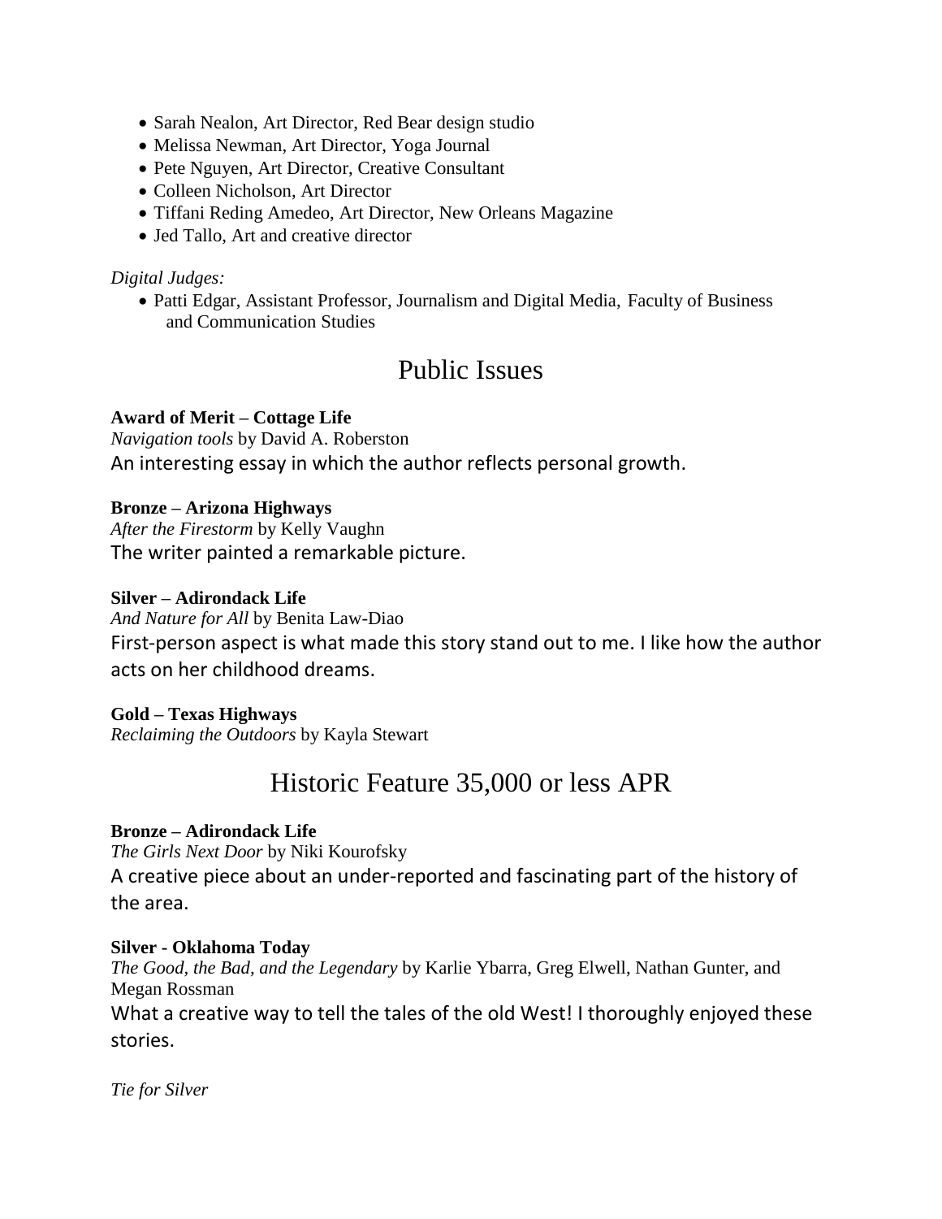- Sarah Nealon, Art Director, Red Bear design studio
- Melissa Newman, Art Director, Yoga Journal
- Pete Nguyen, Art Director, Creative Consultant
- Colleen Nicholson, Art Director
- Tiffani Reding Amedeo, Art Director, New Orleans Magazine
- Jed Tallo, Art and creative director

*Digital Judges:*

- Patti Edgar, Assistant Professor, Journalism and Digital Media, Faculty of Business and Communication Studies

## Public Issues

**Award of Merit – Cottage Life**
*Navigation tools* by David A. Roberston
An interesting essay in which the author reflects personal growth.

**Bronze – Arizona Highways**
*After the Firestorm* by Kelly Vaughn
The writer painted a remarkable picture.

**Silver – Adirondack Life**
*And Nature for All* by Benita Law-Diao
First-person aspect is what made this story stand out to me. I like how the author acts on her childhood dreams.

**Gold – Texas Highways**
*Reclaiming the Outdoors* by Kayla Stewart

## Historic Feature 35,000 or less APR

**Bronze – Adirondack Life**
*The Girls Next Door* by Niki Kourofsky
A creative piece about an under-reported and fascinating part of the history of the area.

**Silver - Oklahoma Today**
*The Good, the Bad, and the Legendary* by Karlie Ybarra, Greg Elwell, Nathan Gunter, and Megan Rossman
What a creative way to tell the tales of the old West! I thoroughly enjoyed these stories.

*Tie for Silver*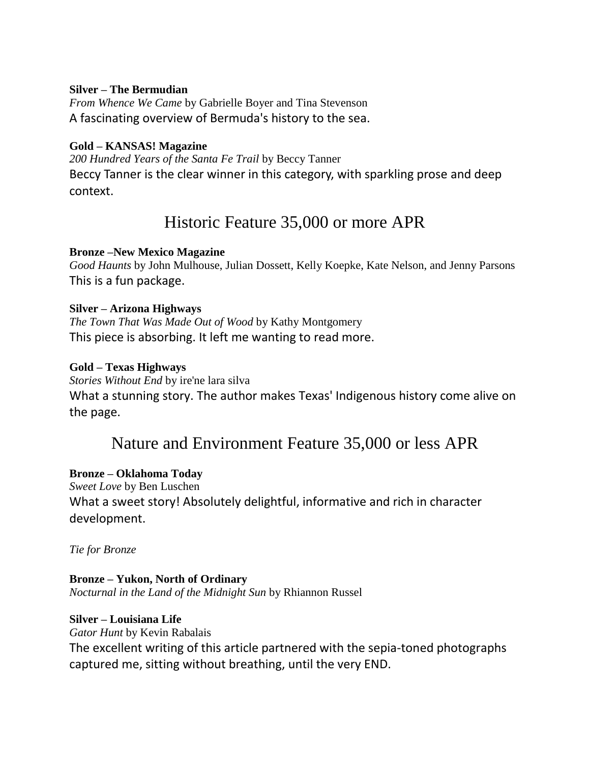**Silver – The Bermudian**
*From Whence We Came* by Gabrielle Boyer and Tina Stevenson
A fascinating overview of Bermuda's history to the sea.

**Gold – KANSAS! Magazine**
*200 Hundred Years of the Santa Fe Trail* by Beccy Tanner
Beccy Tanner is the clear winner in this category, with sparkling prose and deep context.

## Historic Feature 35,000 or more APR

**Bronze –New Mexico Magazine**
*Good Haunts* by John Mulhouse, Julian Dossett, Kelly Koepke, Kate Nelson, and Jenny Parsons
This is a fun package.

**Silver – Arizona Highways**
*The Town That Was Made Out of Wood* by Kathy Montgomery
This piece is absorbing. It left me wanting to read more.

**Gold – Texas Highways**
*Stories Without End* by ire'ne lara silva
What a stunning story. The author makes Texas' Indigenous history come alive on the page.

## Nature and Environment Feature 35,000 or less APR

**Bronze – Oklahoma Today**
*Sweet Love* by Ben Luschen
What a sweet story! Absolutely delightful, informative and rich in character development.

*Tie for Bronze*

**Bronze – Yukon, North of Ordinary**
*Nocturnal in the Land of the Midnight Sun* by Rhiannon Russel

**Silver – Louisiana Life**
*Gator Hunt* by Kevin Rabalais
The excellent writing of this article partnered with the sepia-toned photographs captured me, sitting without breathing, until the very END.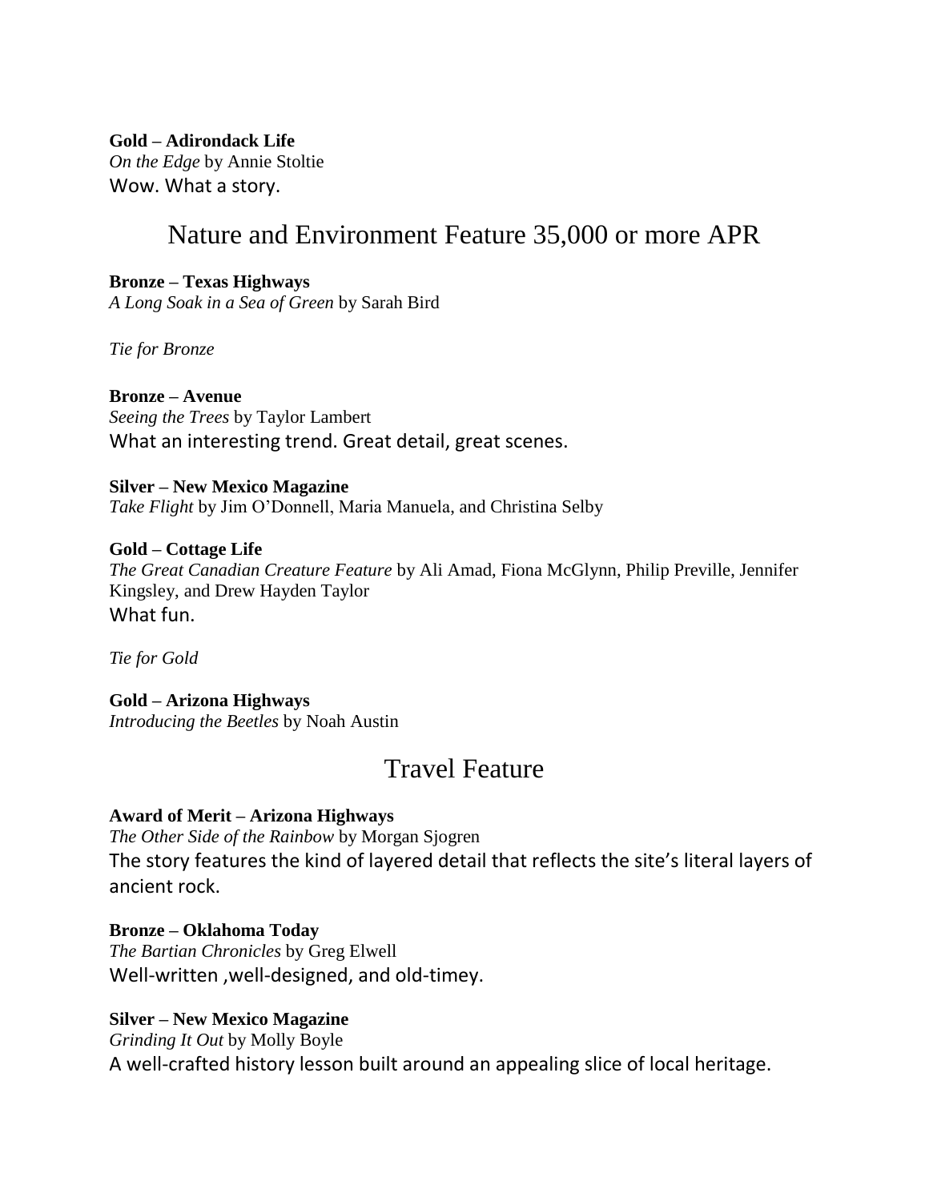**Gold – Adirondack Life**
*On the Edge* by Annie Stoltie
Wow. What a story.

## Nature and Environment Feature 35,000 or more APR

**Bronze – Texas Highways**
*A Long Soak in a Sea of Green* by Sarah Bird

*Tie for Bronze*

**Bronze – Avenue**
*Seeing the Trees* by Taylor Lambert
What an interesting trend. Great detail, great scenes.

**Silver – New Mexico Magazine**
*Take Flight* by Jim O'Donnell, Maria Manuela, and Christina Selby

**Gold – Cottage Life**
*The Great Canadian Creature Feature* by Ali Amad, Fiona McGlynn, Philip Preville, Jennifer Kingsley, and Drew Hayden Taylor
What fun.

*Tie for Gold*

**Gold – Arizona Highways**
*Introducing the Beetles* by Noah Austin

## Travel Feature

**Award of Merit – Arizona Highways**
*The Other Side of the Rainbow* by Morgan Sjogren
The story features the kind of layered detail that reflects the site's literal layers of ancient rock.

**Bronze – Oklahoma Today**
*The Bartian Chronicles* by Greg Elwell
Well-written ,well-designed, and old-timey.

**Silver – New Mexico Magazine**
*Grinding It Out* by Molly Boyle
A well-crafted history lesson built around an appealing slice of local heritage.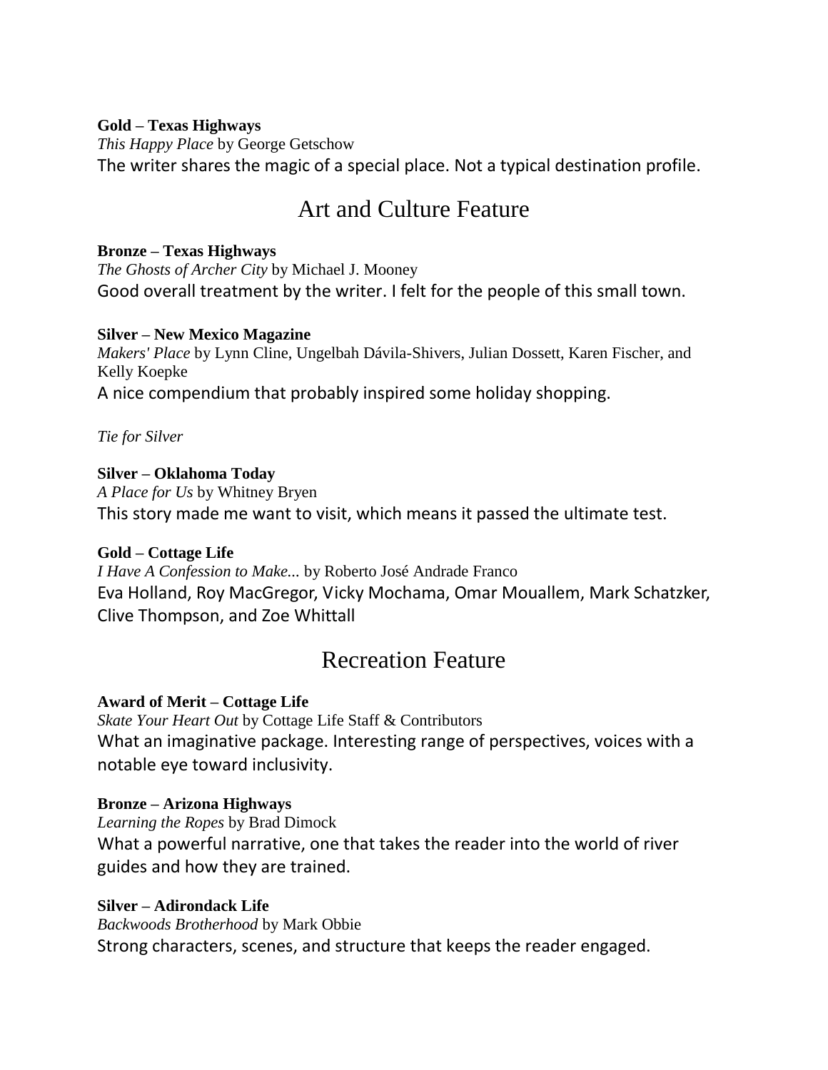**Gold – Texas Highways**
*This Happy Place* by George Getschow
The writer shares the magic of a special place. Not a typical destination profile.

## Art and Culture Feature

**Bronze – Texas Highways**
*The Ghosts of Archer City* by Michael J. Mooney
Good overall treatment by the writer. I felt for the people of this small town.

**Silver – New Mexico Magazine**
*Makers' Place* by Lynn Cline, Ungelbah Dávila-Shivers, Julian Dossett, Karen Fischer, and Kelly Koepke
A nice compendium that probably inspired some holiday shopping.

*Tie for Silver*

**Silver – Oklahoma Today**
*A Place for Us* by Whitney Bryen
This story made me want to visit, which means it passed the ultimate test.

**Gold – Cottage Life**
*I Have A Confession to Make...* by Roberto José Andrade Franco
Eva Holland, Roy MacGregor, Vicky Mochama, Omar Mouallem, Mark Schatzker, Clive Thompson, and Zoe Whittall

## Recreation Feature

**Award of Merit – Cottage Life**
*Skate Your Heart Out* by Cottage Life Staff & Contributors
What an imaginative package. Interesting range of perspectives, voices with a notable eye toward inclusivity.

**Bronze – Arizona Highways**
*Learning the Ropes* by Brad Dimock
What a powerful narrative, one that takes the reader into the world of river guides and how they are trained.

**Silver – Adirondack Life**
*Backwoods Brotherhood* by Mark Obbie
Strong characters, scenes, and structure that keeps the reader engaged.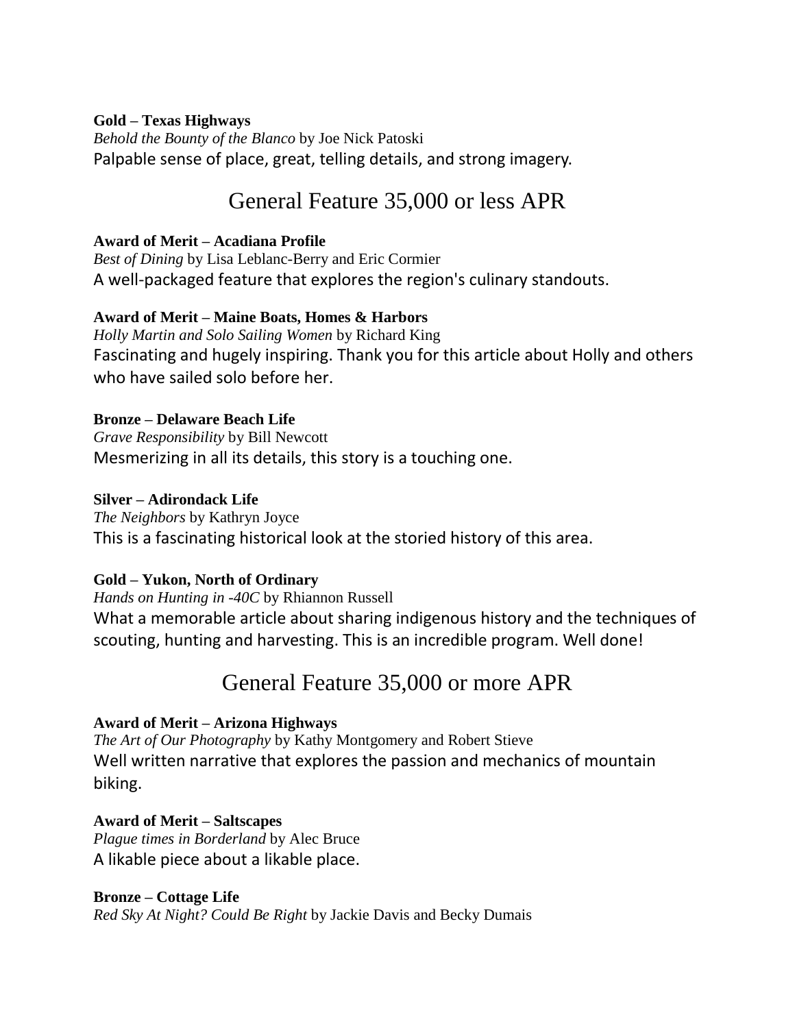**Gold – Texas Highways**
*Behold the Bounty of the Blanco* by Joe Nick Patoski
Palpable sense of place, great, telling details, and strong imagery.

## General Feature 35,000 or less APR

**Award of Merit – Acadiana Profile**
*Best of Dining* by Lisa Leblanc-Berry and Eric Cormier
A well-packaged feature that explores the region's culinary standouts.

**Award of Merit – Maine Boats, Homes & Harbors**
*Holly Martin and Solo Sailing Women* by Richard King
Fascinating and hugely inspiring. Thank you for this article about Holly and others who have sailed solo before her.

**Bronze – Delaware Beach Life**
*Grave Responsibility* by Bill Newcott
Mesmerizing in all its details, this story is a touching one.

**Silver – Adirondack Life**
*The Neighbors* by Kathryn Joyce
This is a fascinating historical look at the storied history of this area.

**Gold – Yukon, North of Ordinary**
*Hands on Hunting in -40C* by Rhiannon Russell
What a memorable article about sharing indigenous history and the techniques of scouting, hunting and harvesting. This is an incredible program. Well done!

## General Feature 35,000 or more APR

**Award of Merit – Arizona Highways**
*The Art of Our Photography* by Kathy Montgomery and Robert Stieve
Well written narrative that explores the passion and mechanics of mountain biking.

**Award of Merit – Saltscapes**
*Plague times in Borderland* by Alec Bruce
A likable piece about a likable place.

**Bronze – Cottage Life**
*Red Sky At Night? Could Be Right* by Jackie Davis and Becky Dumais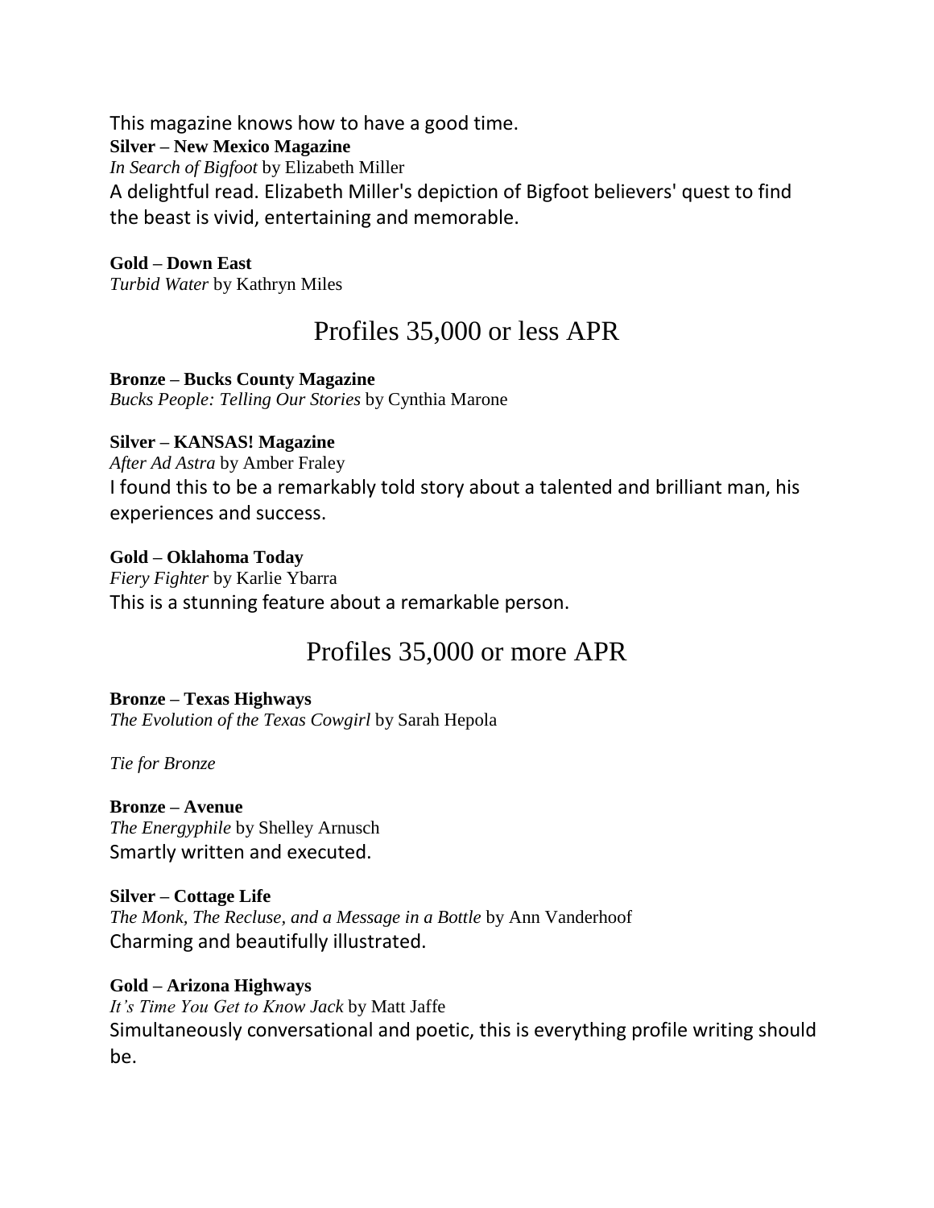This magazine knows how to have a good time.

**Silver – New Mexico Magazine**
*In Search of Bigfoot* by Elizabeth Miller
A delightful read. Elizabeth Miller's depiction of Bigfoot believers' quest to find the beast is vivid, entertaining and memorable.

**Gold – Down East**
*Turbid Water* by Kathryn Miles

## Profiles 35,000 or less APR

**Bronze – Bucks County Magazine**
*Bucks People: Telling Our Stories* by Cynthia Marone

**Silver – KANSAS! Magazine**
*After Ad Astra* by Amber Fraley
I found this to be a remarkably told story about a talented and brilliant man, his experiences and success.

**Gold – Oklahoma Today**
*Fiery Fighter* by Karlie Ybarra
This is a stunning feature about a remarkable person.

## Profiles 35,000 or more APR

**Bronze – Texas Highways**
*The Evolution of the Texas Cowgirl* by Sarah Hepola

*Tie for Bronze*

**Bronze – Avenue**
*The Energyphile* by Shelley Arnusch
Smartly written and executed.

**Silver – Cottage Life**
*The Monk, The Recluse, and a Message in a Bottle* by Ann Vanderhoof
Charming and beautifully illustrated.

**Gold – Arizona Highways**
*It's Time You Get to Know Jack* by Matt Jaffe
Simultaneously conversational and poetic, this is everything profile writing should be.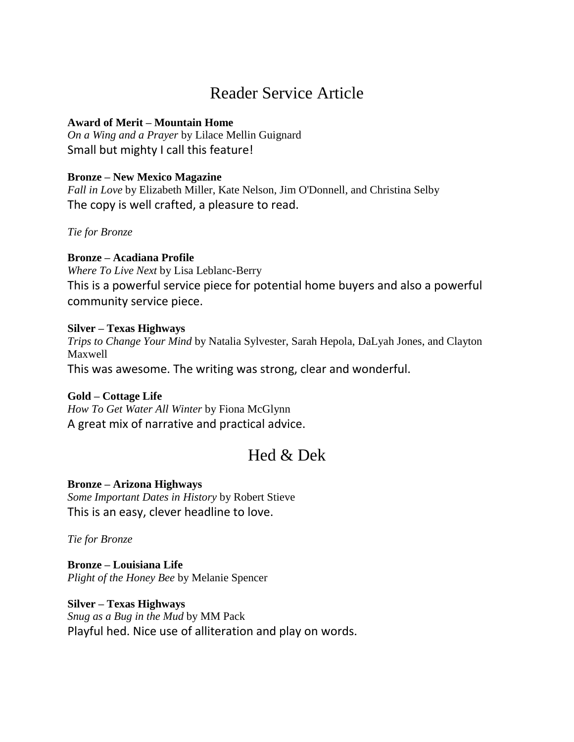## Reader Service Article

**Award of Merit – Mountain Home**
*On a Wing and a Prayer* by Lilace Mellin Guignard
Small but mighty I call this feature!

**Bronze – New Mexico Magazine**
*Fall in Love* by Elizabeth Miller, Kate Nelson, Jim O'Donnell, and Christina Selby
The copy is well crafted, a pleasure to read.

*Tie for Bronze*

**Bronze – Acadiana Profile**
*Where To Live Next* by Lisa Leblanc-Berry
This is a powerful service piece for potential home buyers and also a powerful community service piece.

**Silver – Texas Highways**
*Trips to Change Your Mind* by Natalia Sylvester, Sarah Hepola, DaLyah Jones, and Clayton Maxwell
This was awesome. The writing was strong, clear and wonderful.

**Gold – Cottage Life**
*How To Get Water All Winter* by Fiona McGlynn
A great mix of narrative and practical advice.

## Hed & Dek

**Bronze – Arizona Highways**
*Some Important Dates in History* by Robert Stieve
This is an easy, clever headline to love.

*Tie for Bronze*

**Bronze – Louisiana Life**
*Plight of the Honey Bee* by Melanie Spencer

**Silver – Texas Highways**
*Snug as a Bug in the Mud* by MM Pack
Playful hed. Nice use of alliteration and play on words.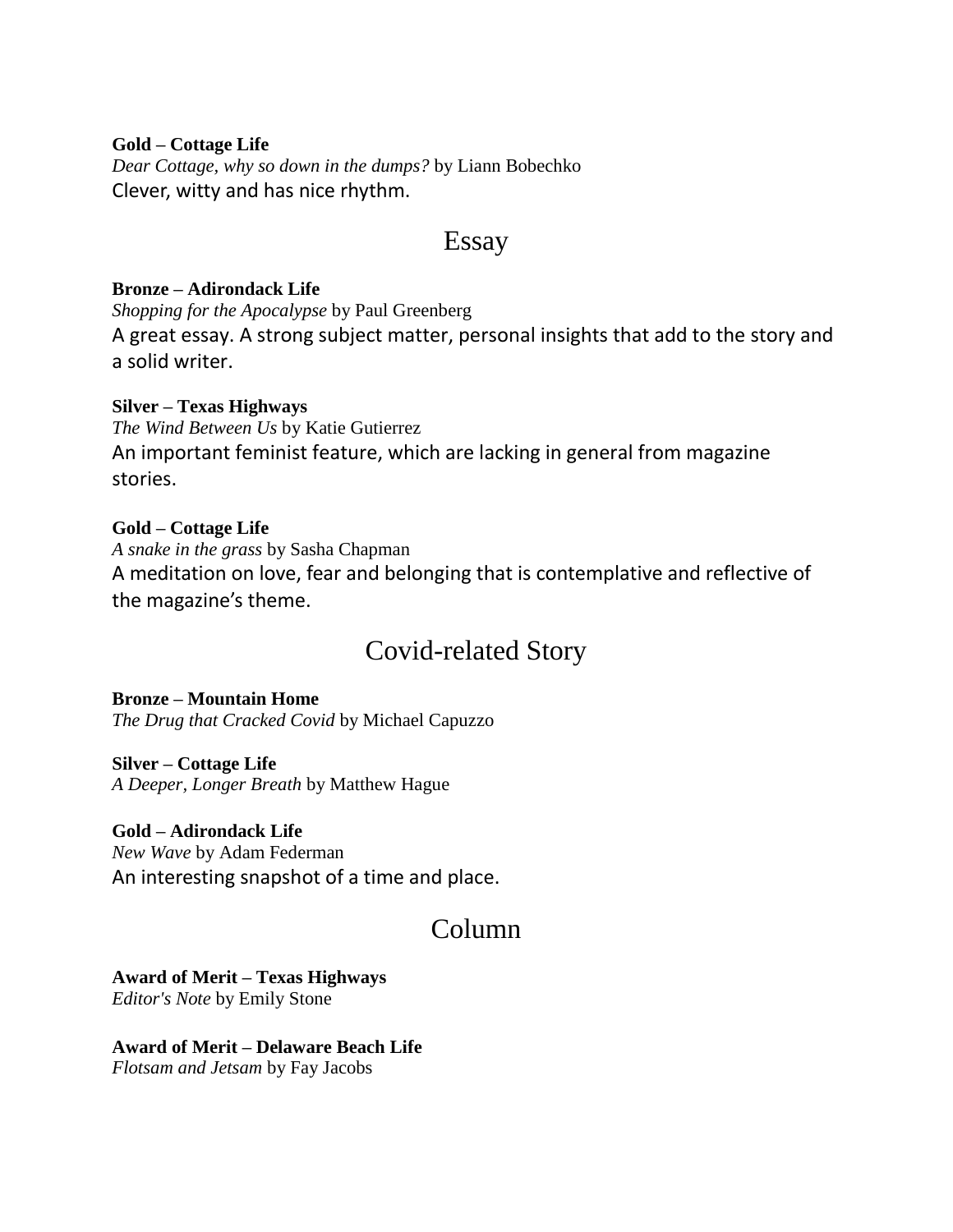**Gold – Cottage Life**
*Dear Cottage, why so down in the dumps?* by Liann Bobechko
Clever, witty and has nice rhythm.

## Essay

**Bronze – Adirondack Life**
*Shopping for the Apocalypse* by Paul Greenberg
A great essay. A strong subject matter, personal insights that add to the story and a solid writer.

**Silver – Texas Highways**
*The Wind Between Us* by Katie Gutierrez
An important feminist feature, which are lacking in general from magazine stories.

**Gold – Cottage Life**
*A snake in the grass* by Sasha Chapman
A meditation on love, fear and belonging that is contemplative and reflective of the magazine's theme.

## Covid-related Story

**Bronze – Mountain Home**
*The Drug that Cracked Covid* by Michael Capuzzo

**Silver – Cottage Life**
*A Deeper, Longer Breath* by Matthew Hague

**Gold – Adirondack Life**
*New Wave* by Adam Federman
An interesting snapshot of a time and place.

## Column

**Award of Merit – Texas Highways**
*Editor's Note* by Emily Stone

**Award of Merit – Delaware Beach Life**
*Flotsam and Jetsam* by Fay Jacobs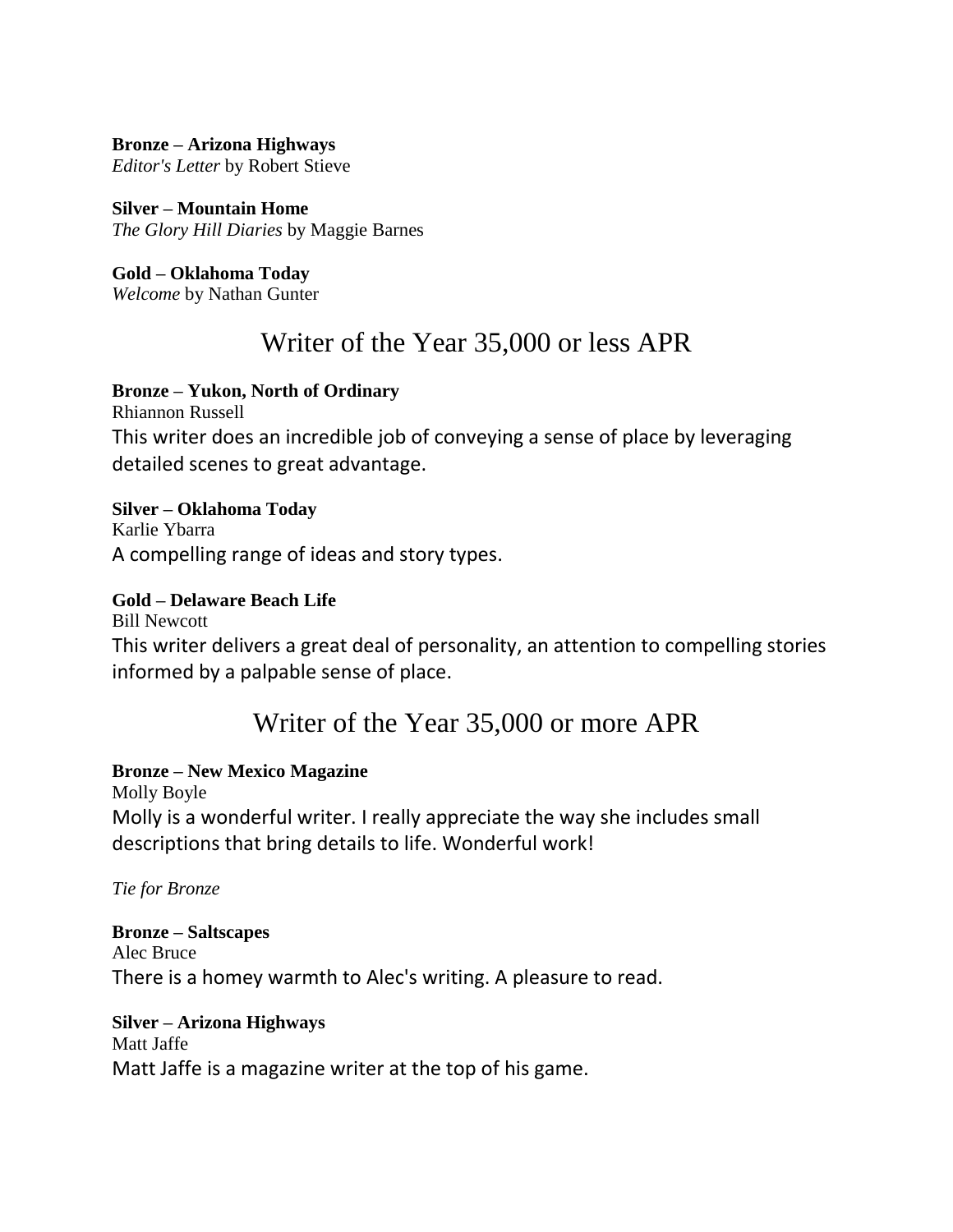**Bronze – Arizona Highways**
*Editor's Letter* by Robert Stieve

**Silver – Mountain Home**
*The Glory Hill Diaries* by Maggie Barnes

**Gold – Oklahoma Today**
*Welcome* by Nathan Gunter

## Writer of the Year 35,000 or less APR

**Bronze – Yukon, North of Ordinary**
Rhiannon Russell
This writer does an incredible job of conveying a sense of place by leveraging detailed scenes to great advantage.

**Silver – Oklahoma Today**
Karlie Ybarra
A compelling range of ideas and story types.

**Gold – Delaware Beach Life**
Bill Newcott
This writer delivers a great deal of personality, an attention to compelling stories informed by a palpable sense of place.

## Writer of the Year 35,000 or more APR

**Bronze – New Mexico Magazine**
Molly Boyle
Molly is a wonderful writer. I really appreciate the way she includes small descriptions that bring details to life. Wonderful work!

*Tie for Bronze*

**Bronze – Saltscapes**
Alec Bruce
There is a homey warmth to Alec's writing. A pleasure to read.

**Silver – Arizona Highways**
Matt Jaffe
Matt Jaffe is a magazine writer at the top of his game.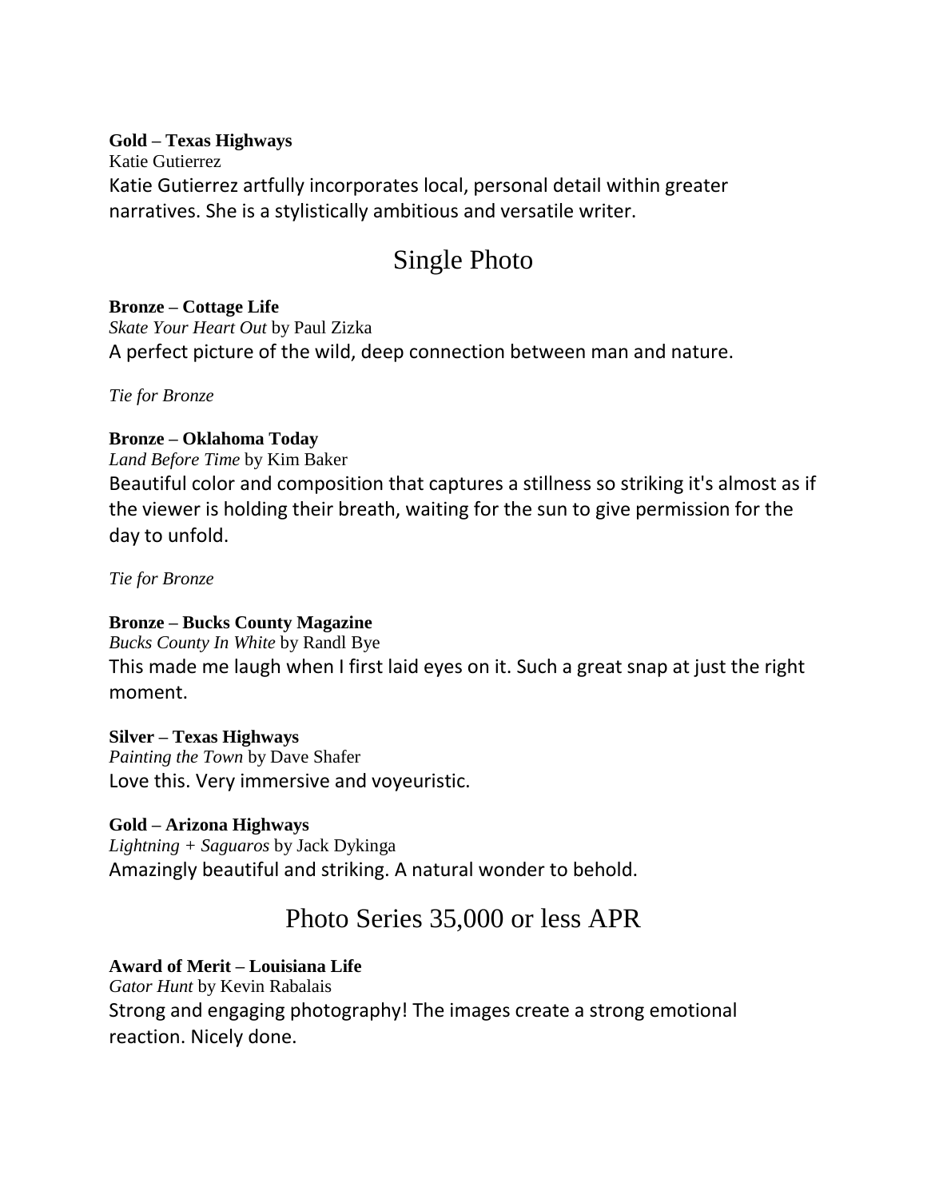**Gold – Texas Highways**
Katie Gutierrez
Katie Gutierrez artfully incorporates local, personal detail within greater narratives. She is a stylistically ambitious and versatile writer.

## Single Photo

**Bronze – Cottage Life**
*Skate Your Heart Out* by Paul Zizka
A perfect picture of the wild, deep connection between man and nature.

*Tie for Bronze*

**Bronze – Oklahoma Today**
*Land Before Time* by Kim Baker
Beautiful color and composition that captures a stillness so striking it's almost as if the viewer is holding their breath, waiting for the sun to give permission for the day to unfold.

*Tie for Bronze*

**Bronze – Bucks County Magazine**
*Bucks County In White* by Randl Bye
This made me laugh when I first laid eyes on it. Such a great snap at just the right moment.

**Silver – Texas Highways**
*Painting the Town* by Dave Shafer
Love this. Very immersive and voyeuristic.

**Gold – Arizona Highways**
*Lightning + Saguaros* by Jack Dykinga
Amazingly beautiful and striking. A natural wonder to behold.

## Photo Series 35,000 or less APR

**Award of Merit – Louisiana Life**
*Gator Hunt* by Kevin Rabalais
Strong and engaging photography! The images create a strong emotional reaction. Nicely done.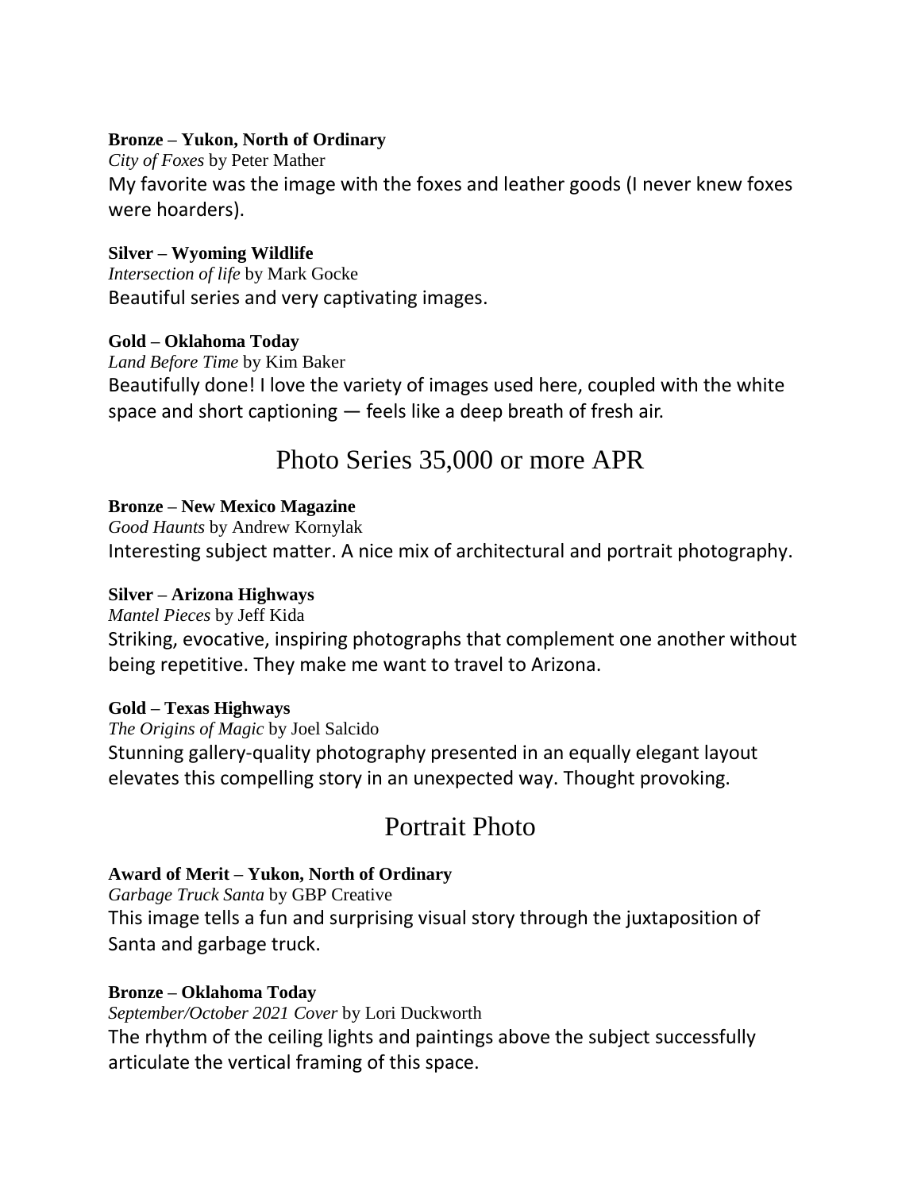**Bronze – Yukon, North of Ordinary**
*City of Foxes* by Peter Mather
My favorite was the image with the foxes and leather goods (I never knew foxes were hoarders).

**Silver – Wyoming Wildlife**
*Intersection of life* by Mark Gocke
Beautiful series and very captivating images.

**Gold – Oklahoma Today**
*Land Before Time* by Kim Baker
Beautifully done! I love the variety of images used here, coupled with the white space and short captioning — feels like a deep breath of fresh air.

## Photo Series 35,000 or more APR

**Bronze – New Mexico Magazine**
*Good Haunts* by Andrew Kornylak
Interesting subject matter. A nice mix of architectural and portrait photography.

**Silver – Arizona Highways**
*Mantel Pieces* by Jeff Kida
Striking, evocative, inspiring photographs that complement one another without being repetitive. They make me want to travel to Arizona.

**Gold – Texas Highways**
*The Origins of Magic* by Joel Salcido
Stunning gallery-quality photography presented in an equally elegant layout elevates this compelling story in an unexpected way. Thought provoking.

## Portrait Photo

**Award of Merit – Yukon, North of Ordinary**
*Garbage Truck Santa* by GBP Creative
This image tells a fun and surprising visual story through the juxtaposition of Santa and garbage truck.

**Bronze – Oklahoma Today**
*September/October 2021 Cover* by Lori Duckworth
The rhythm of the ceiling lights and paintings above the subject successfully articulate the vertical framing of this space.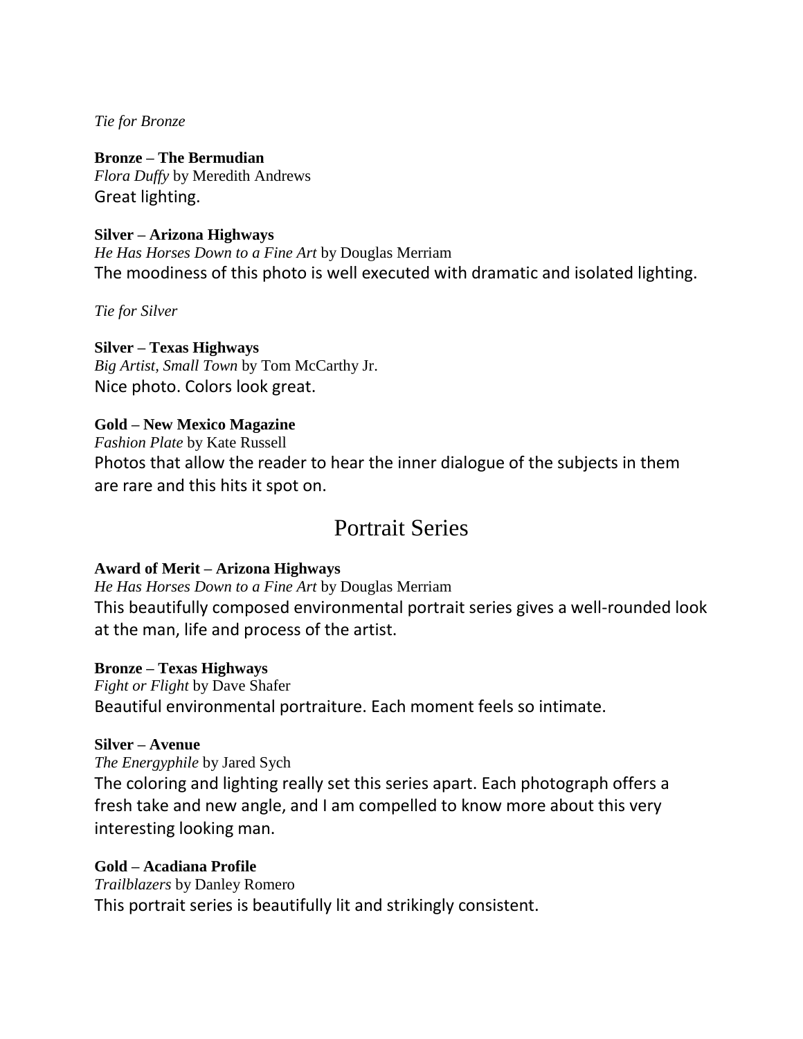*Tie for Bronze*

**Bronze – The Bermudian**
*Flora Duffy* by Meredith Andrews
Great lighting.

**Silver – Arizona Highways**
*He Has Horses Down to a Fine Art* by Douglas Merriam
The moodiness of this photo is well executed with dramatic and isolated lighting.

*Tie for Silver*

**Silver – Texas Highways**
*Big Artist, Small Town* by Tom McCarthy Jr.
Nice photo. Colors look great.

**Gold – New Mexico Magazine**
*Fashion Plate* by Kate Russell
Photos that allow the reader to hear the inner dialogue of the subjects in them are rare and this hits it spot on.

## Portrait Series

**Award of Merit – Arizona Highways**
*He Has Horses Down to a Fine Art* by Douglas Merriam
This beautifully composed environmental portrait series gives a well-rounded look at the man, life and process of the artist.

**Bronze – Texas Highways**
*Fight or Flight* by Dave Shafer
Beautiful environmental portraiture. Each moment feels so intimate.

**Silver – Avenue**
*The Energyphile* by Jared Sych
The coloring and lighting really set this series apart. Each photograph offers a fresh take and new angle, and I am compelled to know more about this very interesting looking man.

**Gold – Acadiana Profile**
*Trailblazers* by Danley Romero
This portrait series is beautifully lit and strikingly consistent.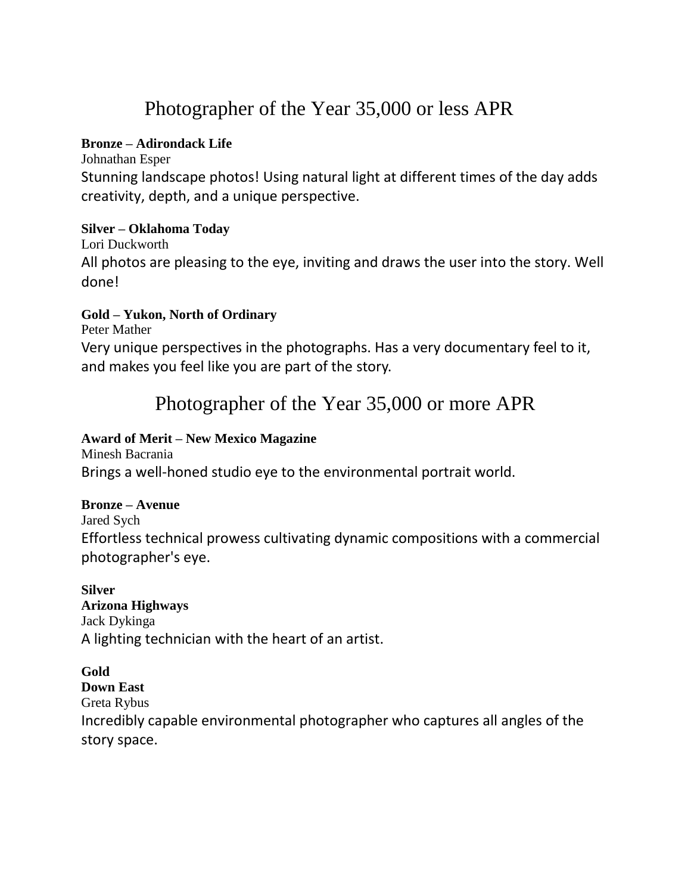# Photographer of the Year 35,000 or less APR

**Bronze – Adirondack Life**
Johnathan Esper
Stunning landscape photos! Using natural light at different times of the day adds creativity, depth, and a unique perspective.

**Silver – Oklahoma Today**
Lori Duckworth
All photos are pleasing to the eye, inviting and draws the user into the story. Well done!

**Gold – Yukon, North of Ordinary**
Peter Mather
Very unique perspectives in the photographs. Has a very documentary feel to it, and makes you feel like you are part of the story.

# Photographer of the Year 35,000 or more APR

**Award of Merit – New Mexico Magazine**
Minesh Bacrania
Brings a well-honed studio eye to the environmental portrait world.

**Bronze – Avenue**
Jared Sych
Effortless technical prowess cultivating dynamic compositions with a commercial photographer's eye.

**Silver**
**Arizona Highways**
Jack Dykinga
A lighting technician with the heart of an artist.

**Gold**
**Down East**
Greta Rybus
Incredibly capable environmental photographer who captures all angles of the story space.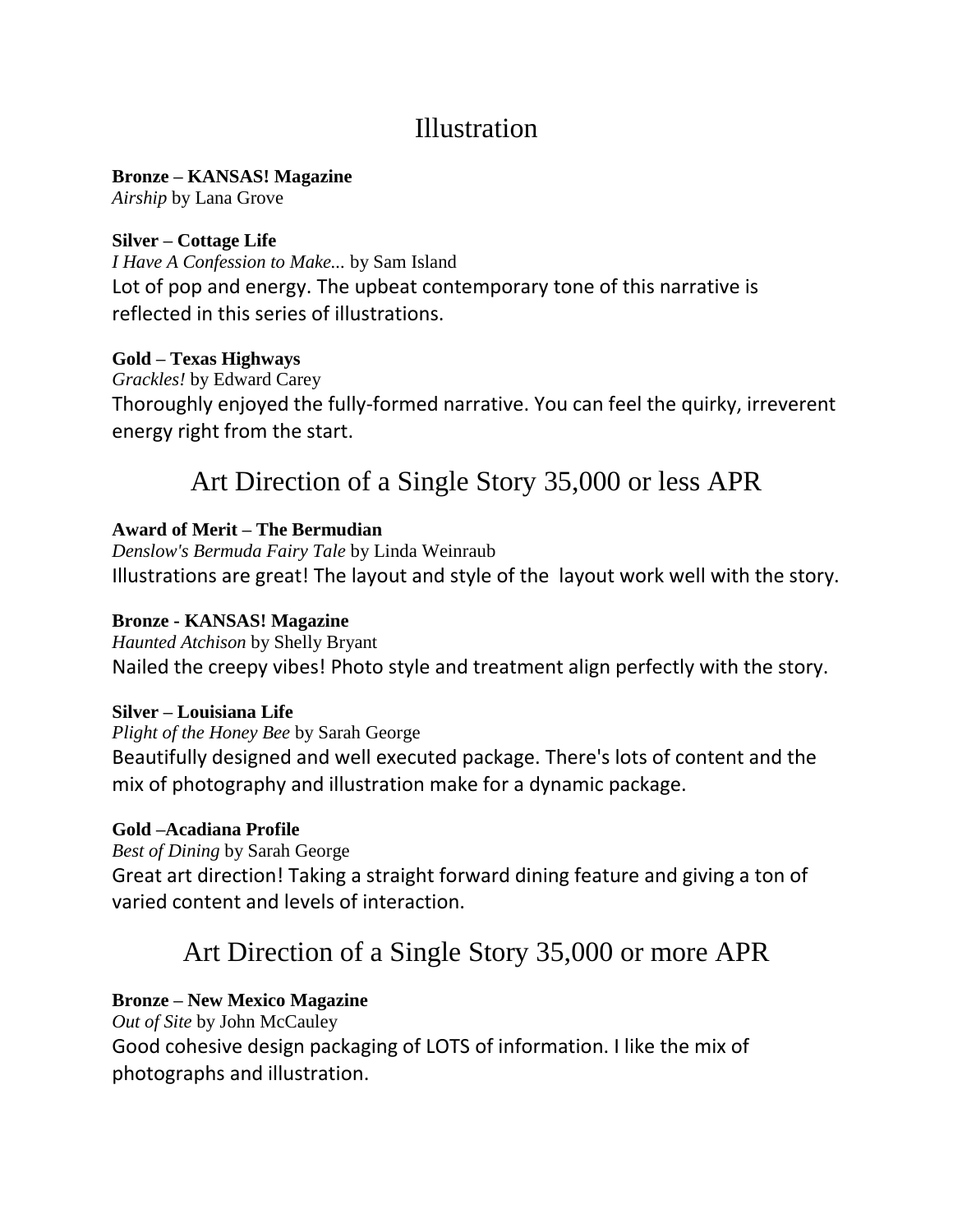# Illustration

**Bronze – KANSAS! Magazine**
*Airship* by Lana Grove

**Silver – Cottage Life**
*I Have A Confession to Make...* by Sam Island
Lot of pop and energy. The upbeat contemporary tone of this narrative is reflected in this series of illustrations.

**Gold – Texas Highways**
*Grackles!* by Edward Carey
Thoroughly enjoyed the fully-formed narrative. You can feel the quirky, irreverent energy right from the start.

# Art Direction of a Single Story 35,000 or less APR

**Award of Merit – The Bermudian**
*Denslow's Bermuda Fairy Tale* by Linda Weinraub
Illustrations are great! The layout and style of the layout work well with the story.

**Bronze - KANSAS! Magazine**
*Haunted Atchison* by Shelly Bryant
Nailed the creepy vibes! Photo style and treatment align perfectly with the story.

**Silver – Louisiana Life**
*Plight of the Honey Bee* by Sarah George
Beautifully designed and well executed package. There's lots of content and the mix of photography and illustration make for a dynamic package.

**Gold –Acadiana Profile**
*Best of Dining* by Sarah George
Great art direction! Taking a straight forward dining feature and giving a ton of varied content and levels of interaction.

# Art Direction of a Single Story 35,000 or more APR

**Bronze – New Mexico Magazine**
*Out of Site* by John McCauley
Good cohesive design packaging of LOTS of information. I like the mix of photographs and illustration.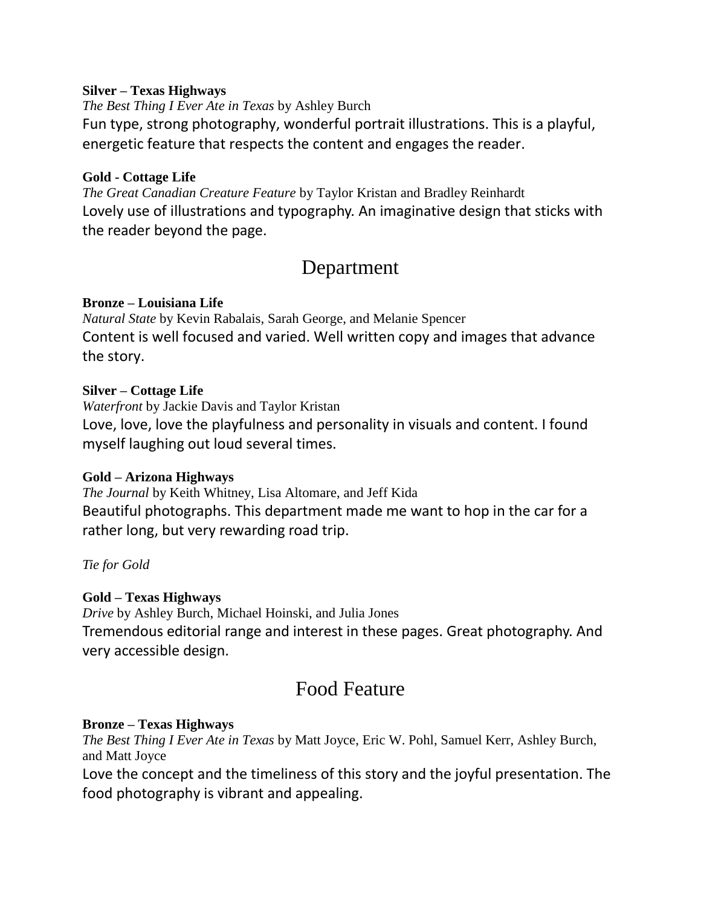**Silver – Texas Highways**
*The Best Thing I Ever Ate in Texas* by Ashley Burch
Fun type, strong photography, wonderful portrait illustrations. This is a playful, energetic feature that respects the content and engages the reader.

**Gold - Cottage Life**
*The Great Canadian Creature Feature* by Taylor Kristan and Bradley Reinhardt
Lovely use of illustrations and typography. An imaginative design that sticks with the reader beyond the page.

## Department

**Bronze – Louisiana Life**
*Natural State* by Kevin Rabalais, Sarah George, and Melanie Spencer
Content is well focused and varied. Well written copy and images that advance the story.

**Silver – Cottage Life**
*Waterfront* by Jackie Davis and Taylor Kristan
Love, love, love the playfulness and personality in visuals and content. I found myself laughing out loud several times.

**Gold – Arizona Highways**
*The Journal* by Keith Whitney, Lisa Altomare, and Jeff Kida
Beautiful photographs. This department made me want to hop in the car for a rather long, but very rewarding road trip.

*Tie for Gold*

**Gold – Texas Highways**
*Drive* by Ashley Burch, Michael Hoinski, and Julia Jones
Tremendous editorial range and interest in these pages. Great photography. And very accessible design.

## Food Feature

**Bronze – Texas Highways**
*The Best Thing I Ever Ate in Texas* by Matt Joyce, Eric W. Pohl, Samuel Kerr, Ashley Burch, and Matt Joyce
Love the concept and the timeliness of this story and the joyful presentation. The food photography is vibrant and appealing.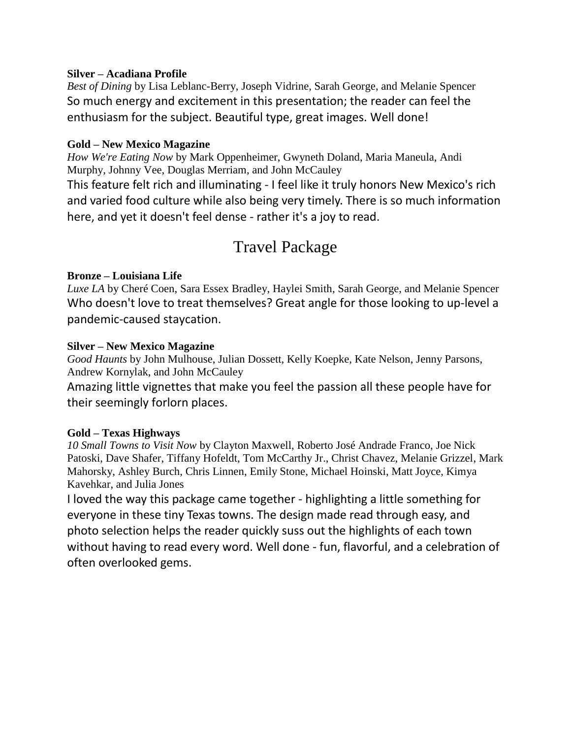**Silver – Acadiana Profile**

*Best of Dining* by Lisa Leblanc-Berry, Joseph Vidrine, Sarah George, and Melanie Spencer

So much energy and excitement in this presentation; the reader can feel the enthusiasm for the subject. Beautiful type, great images. Well done!

**Gold – New Mexico Magazine**

*How We're Eating Now* by Mark Oppenheimer, Gwyneth Doland, Maria Maneula, Andi Murphy, Johnny Vee, Douglas Merriam, and John McCauley

This feature felt rich and illuminating - I feel like it truly honors New Mexico's rich and varied food culture while also being very timely. There is so much information here, and yet it doesn't feel dense - rather it's a joy to read.

## Travel Package

**Bronze – Louisiana Life**

*Luxe LA* by Cheré Coen, Sara Essex Bradley, Haylei Smith, Sarah George, and Melanie Spencer

Who doesn't love to treat themselves? Great angle for those looking to up-level a pandemic-caused staycation.

**Silver – New Mexico Magazine**

*Good Haunts* by John Mulhouse, Julian Dossett, Kelly Koepke, Kate Nelson, Jenny Parsons, Andrew Kornylak, and John McCauley

Amazing little vignettes that make you feel the passion all these people have for their seemingly forlorn places.

**Gold – Texas Highways**

*10 Small Towns to Visit Now* by Clayton Maxwell, Roberto José Andrade Franco, Joe Nick Patoski, Dave Shafer, Tiffany Hofeldt, Tom McCarthy Jr., Christ Chavez, Melanie Grizzel, Mark Mahorsky, Ashley Burch, Chris Linnen, Emily Stone, Michael Hoinski, Matt Joyce, Kimya Kavehkar, and Julia Jones

I loved the way this package came together - highlighting a little something for everyone in these tiny Texas towns. The design made read through easy, and photo selection helps the reader quickly suss out the highlights of each town without having to read every word. Well done - fun, flavorful, and a celebration of often overlooked gems.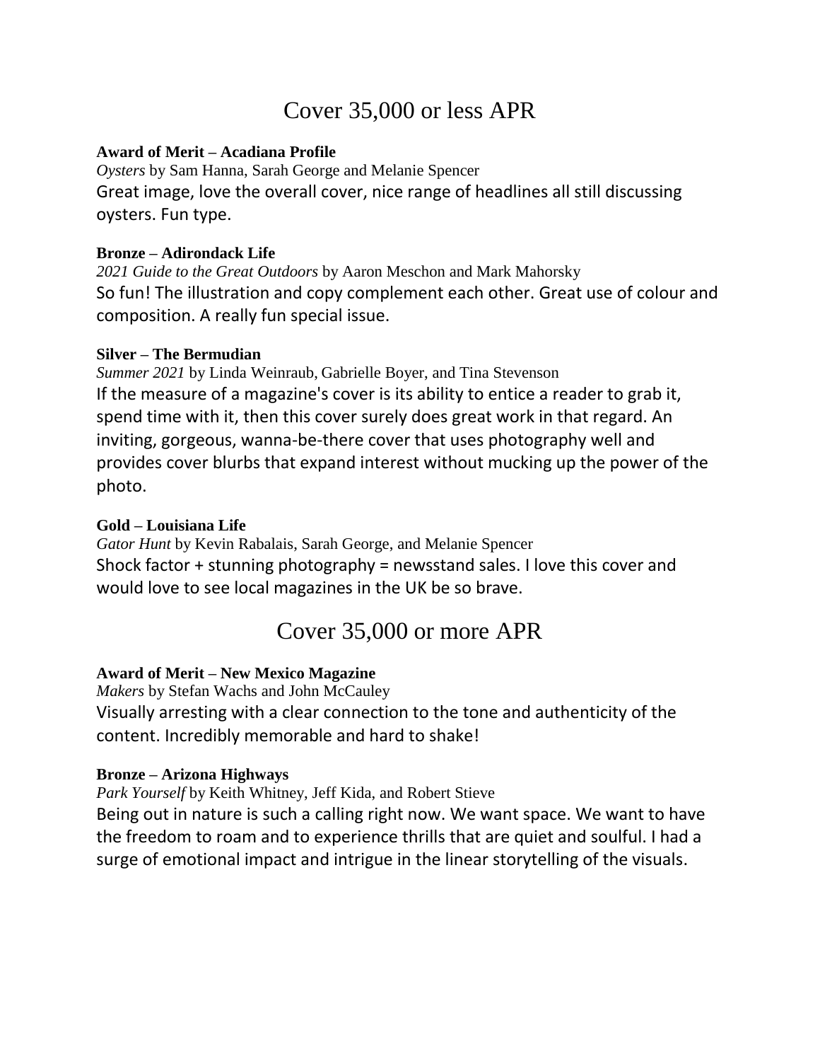# Cover 35,000 or less APR

**Award of Merit – Acadiana Profile**

*Oysters* by Sam Hanna, Sarah George and Melanie Spencer

Great image, love the overall cover, nice range of headlines all still discussing oysters. Fun type.

**Bronze – Adirondack Life**

*2021 Guide to the Great Outdoors* by Aaron Meschon and Mark Mahorsky

So fun! The illustration and copy complement each other. Great use of colour and composition. A really fun special issue.

**Silver – The Bermudian**

*Summer 2021* by Linda Weinraub, Gabrielle Boyer, and Tina Stevenson

If the measure of a magazine's cover is its ability to entice a reader to grab it, spend time with it, then this cover surely does great work in that regard. An inviting, gorgeous, wanna-be-there cover that uses photography well and provides cover blurbs that expand interest without mucking up the power of the photo.

**Gold – Louisiana Life**

*Gator Hunt* by Kevin Rabalais, Sarah George, and Melanie Spencer

Shock factor + stunning photography = newsstand sales. I love this cover and would love to see local magazines in the UK be so brave.

# Cover 35,000 or more APR

**Award of Merit – New Mexico Magazine**

*Makers* by Stefan Wachs and John McCauley

Visually arresting with a clear connection to the tone and authenticity of the content. Incredibly memorable and hard to shake!

**Bronze – Arizona Highways**

*Park Yourself* by Keith Whitney, Jeff Kida, and Robert Stieve

Being out in nature is such a calling right now. We want space. We want to have the freedom to roam and to experience thrills that are quiet and soulful. I had a surge of emotional impact and intrigue in the linear storytelling of the visuals.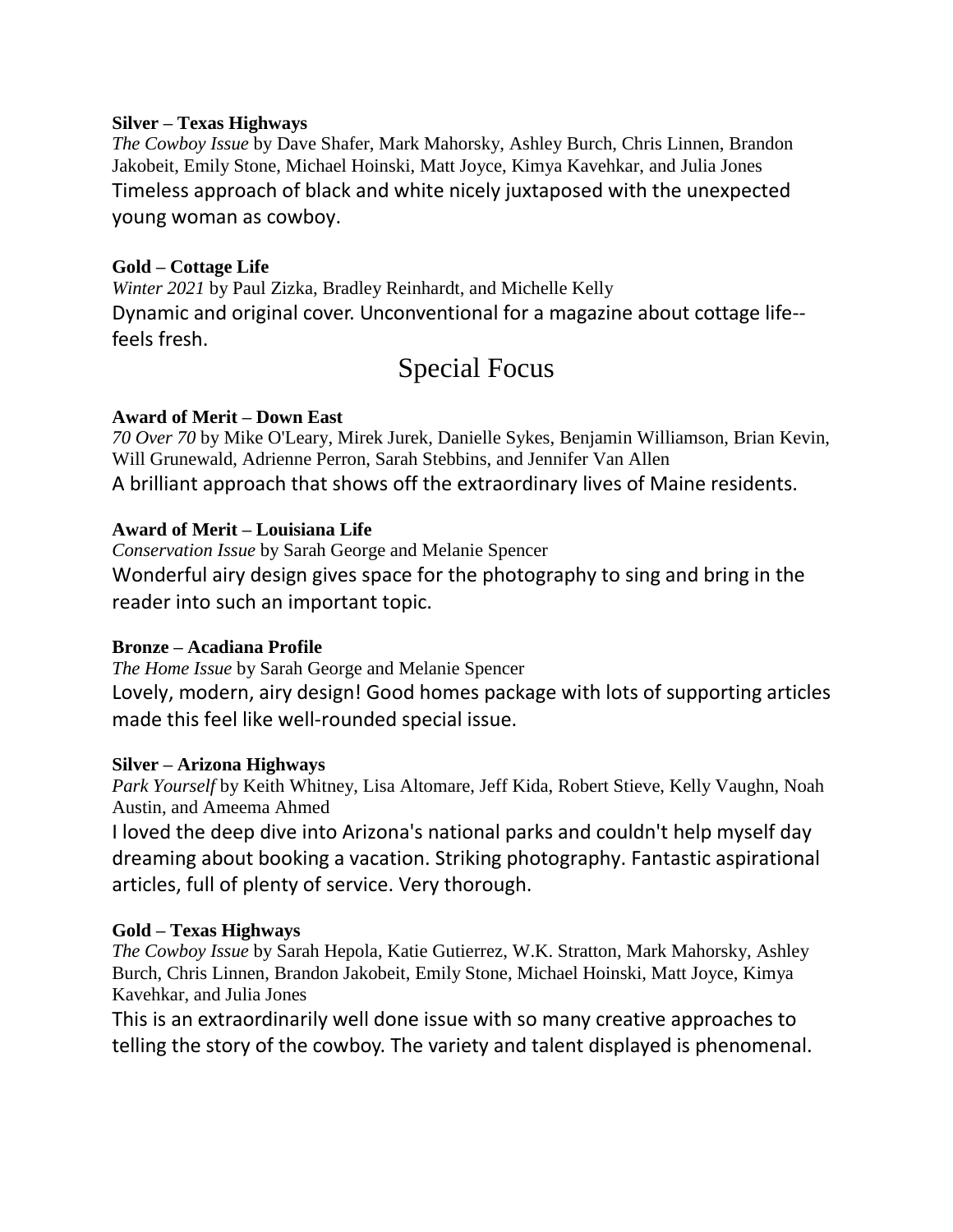**Silver – Texas Highways**

*The Cowboy Issue* by Dave Shafer, Mark Mahorsky, Ashley Burch, Chris Linnen, Brandon Jakobeit, Emily Stone, Michael Hoinski, Matt Joyce, Kimya Kavehkar, and Julia Jones

Timeless approach of black and white nicely juxtaposed with the unexpected young woman as cowboy.

**Gold – Cottage Life**

*Winter 2021* by Paul Zizka, Bradley Reinhardt, and Michelle Kelly

Dynamic and original cover. Unconventional for a magazine about cottage life--feels fresh.

# Special Focus

**Award of Merit – Down East**

*70 Over 70* by Mike O'Leary, Mirek Jurek, Danielle Sykes, Benjamin Williamson, Brian Kevin, Will Grunewald, Adrienne Perron, Sarah Stebbins, and Jennifer Van Allen

A brilliant approach that shows off the extraordinary lives of Maine residents.

**Award of Merit – Louisiana Life**

*Conservation Issue* by Sarah George and Melanie Spencer

Wonderful airy design gives space for the photography to sing and bring in the reader into such an important topic.

**Bronze – Acadiana Profile**

*The Home Issue* by Sarah George and Melanie Spencer

Lovely, modern, airy design! Good homes package with lots of supporting articles made this feel like well-rounded special issue.

**Silver – Arizona Highways**

*Park Yourself* by Keith Whitney, Lisa Altomare, Jeff Kida, Robert Stieve, Kelly Vaughn, Noah Austin, and Ameema Ahmed

I loved the deep dive into Arizona's national parks and couldn't help myself day dreaming about booking a vacation. Striking photography. Fantastic aspirational articles, full of plenty of service. Very thorough.

**Gold – Texas Highways**

*The Cowboy Issue* by Sarah Hepola, Katie Gutierrez, W.K. Stratton, Mark Mahorsky, Ashley Burch, Chris Linnen, Brandon Jakobeit, Emily Stone, Michael Hoinski, Matt Joyce, Kimya Kavehkar, and Julia Jones

This is an extraordinarily well done issue with so many creative approaches to telling the story of the cowboy. The variety and talent displayed is phenomenal.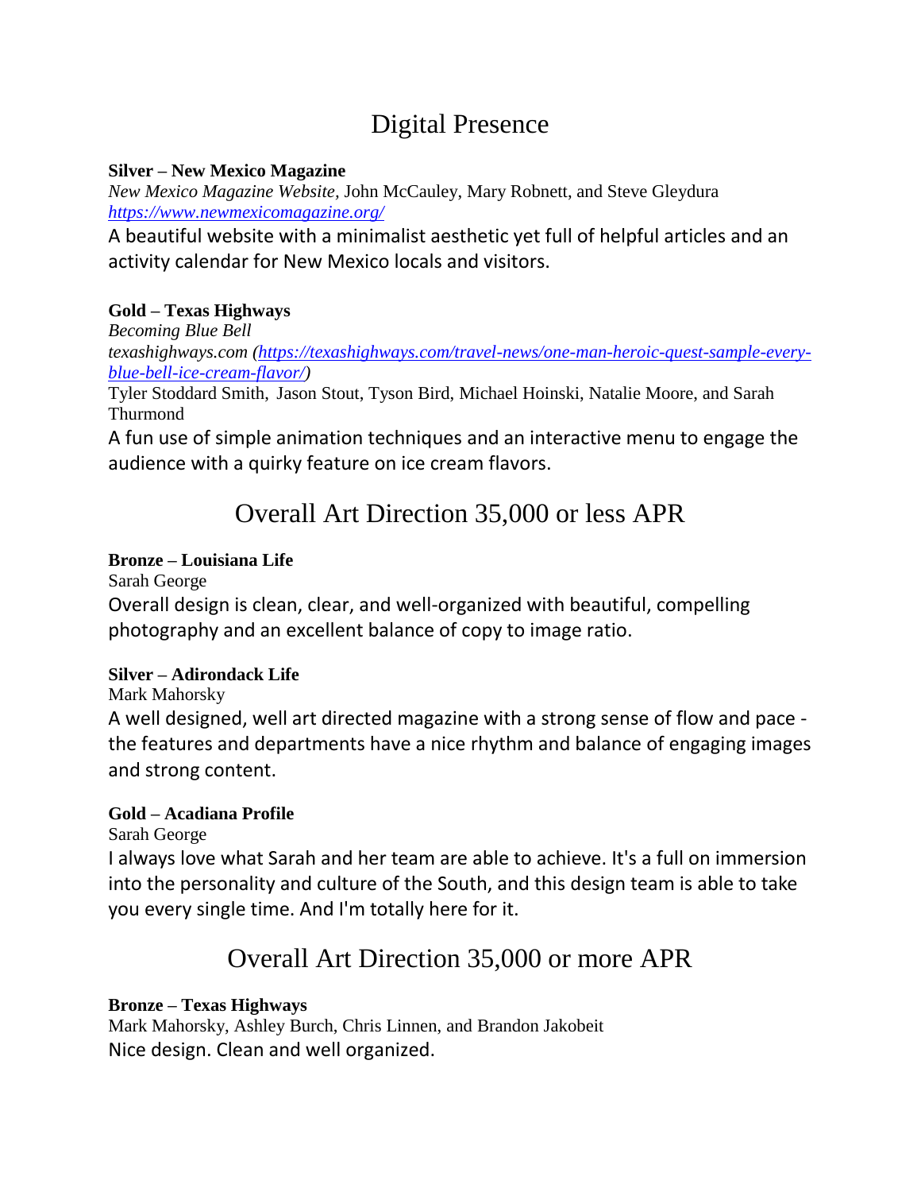# Digital Presence

**Silver – New Mexico Magazine**
*New Mexico Magazine Website,* John McCauley, Mary Robnett, and Steve Gleydura
*https://www.newmexicomagazine.org/*
A beautiful website with a minimalist aesthetic yet full of helpful articles and an activity calendar for New Mexico locals and visitors.

**Gold – Texas Highways**
*Becoming Blue Bell*
*texashighways.com (https://texashighways.com/travel-news/one-man-heroic-quest-sample-every-blue-bell-ice-cream-flavor/)*
Tyler Stoddard Smith, Jason Stout, Tyson Bird, Michael Hoinski, Natalie Moore, and Sarah Thurmond
A fun use of simple animation techniques and an interactive menu to engage the audience with a quirky feature on ice cream flavors.

# Overall Art Direction 35,000 or less APR

**Bronze – Louisiana Life**
Sarah George
Overall design is clean, clear, and well-organized with beautiful, compelling photography and an excellent balance of copy to image ratio.

**Silver – Adirondack Life**
Mark Mahorsky
A well designed, well art directed magazine with a strong sense of flow and pace - the features and departments have a nice rhythm and balance of engaging images and strong content.

**Gold – Acadiana Profile**
Sarah George
I always love what Sarah and her team are able to achieve. It's a full on immersion into the personality and culture of the South, and this design team is able to take you every single time. And I'm totally here for it.

# Overall Art Direction 35,000 or more APR

**Bronze – Texas Highways**
Mark Mahorsky, Ashley Burch, Chris Linnen, and Brandon Jakobeit
Nice design. Clean and well organized.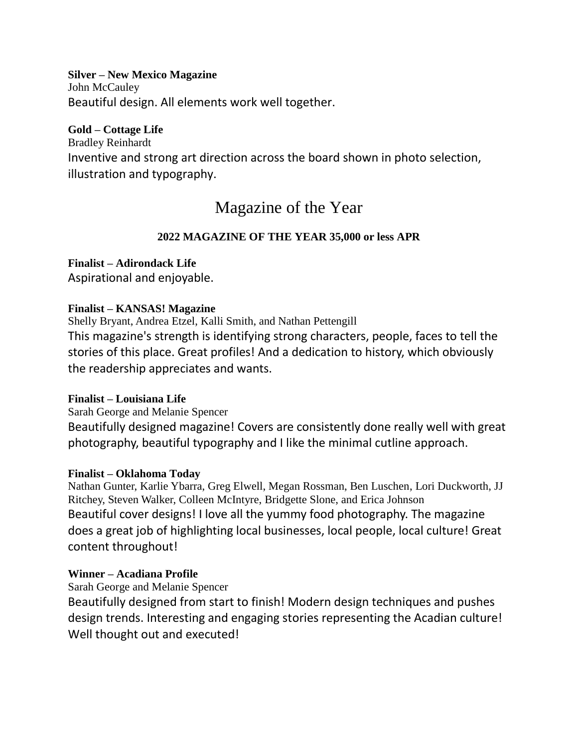**Silver – New Mexico Magazine**
John McCauley
Beautiful design. All elements work well together.

**Gold – Cottage Life**
Bradley Reinhardt
Inventive and strong art direction across the board shown in photo selection, illustration and typography.

# Magazine of the Year

## 2022 MAGAZINE OF THE YEAR 35,000 or less APR

**Finalist – Adirondack Life**
Aspirational and enjoyable.

**Finalist – KANSAS! Magazine**
Shelly Bryant, Andrea Etzel, Kalli Smith, and Nathan Pettengill
This magazine's strength is identifying strong characters, people, faces to tell the stories of this place. Great profiles! And a dedication to history, which obviously the readership appreciates and wants.

**Finalist – Louisiana Life**
Sarah George and Melanie Spencer
Beautifully designed magazine! Covers are consistently done really well with great photography, beautiful typography and I like the minimal cutline approach.

**Finalist – Oklahoma Today**
Nathan Gunter, Karlie Ybarra, Greg Elwell, Megan Rossman, Ben Luschen, Lori Duckworth, JJ Ritchey, Steven Walker, Colleen McIntyre, Bridgette Slone, and Erica Johnson
Beautiful cover designs! I love all the yummy food photography. The magazine does a great job of highlighting local businesses, local people, local culture! Great content throughout!

**Winner – Acadiana Profile**
Sarah George and Melanie Spencer
Beautifully designed from start to finish! Modern design techniques and pushes design trends. Interesting and engaging stories representing the Acadian culture! Well thought out and executed!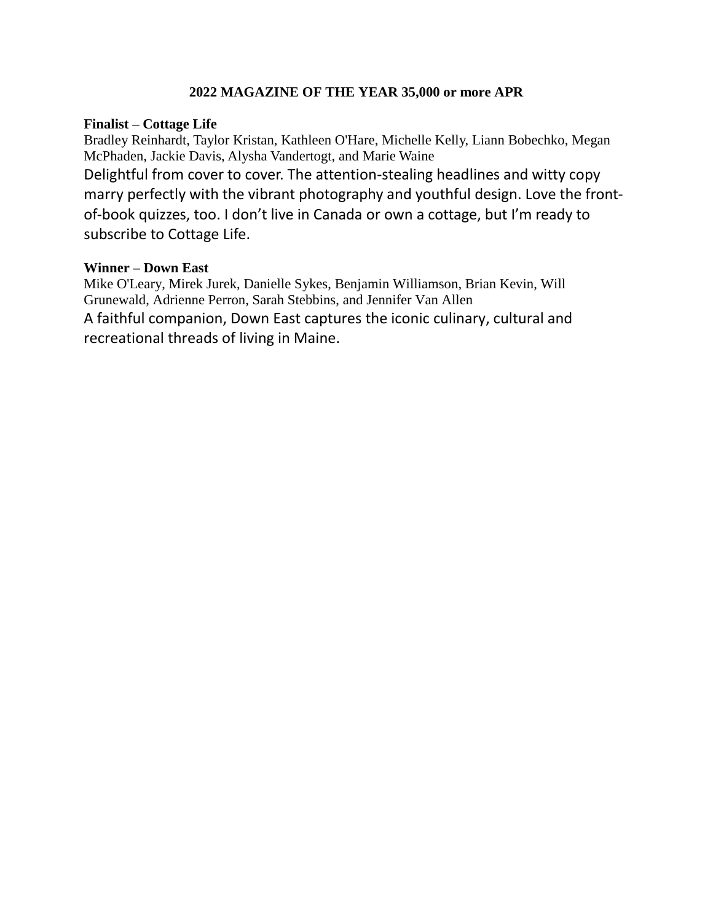## 2022 MAGAZINE OF THE YEAR 35,000 or more APR

**Finalist – Cottage Life**

Bradley Reinhardt, Taylor Kristan, Kathleen O'Hare, Michelle Kelly, Liann Bobechko, Megan McPhaden, Jackie Davis, Alysha Vandertogt, and Marie Waine

Delightful from cover to cover. The attention-stealing headlines and witty copy marry perfectly with the vibrant photography and youthful design. Love the front-of-book quizzes, too. I don't live in Canada or own a cottage, but I'm ready to subscribe to Cottage Life.

**Winner – Down East**

Mike O'Leary, Mirek Jurek, Danielle Sykes, Benjamin Williamson, Brian Kevin, Will Grunewald, Adrienne Perron, Sarah Stebbins, and Jennifer Van Allen

A faithful companion, Down East captures the iconic culinary, cultural and recreational threads of living in Maine.